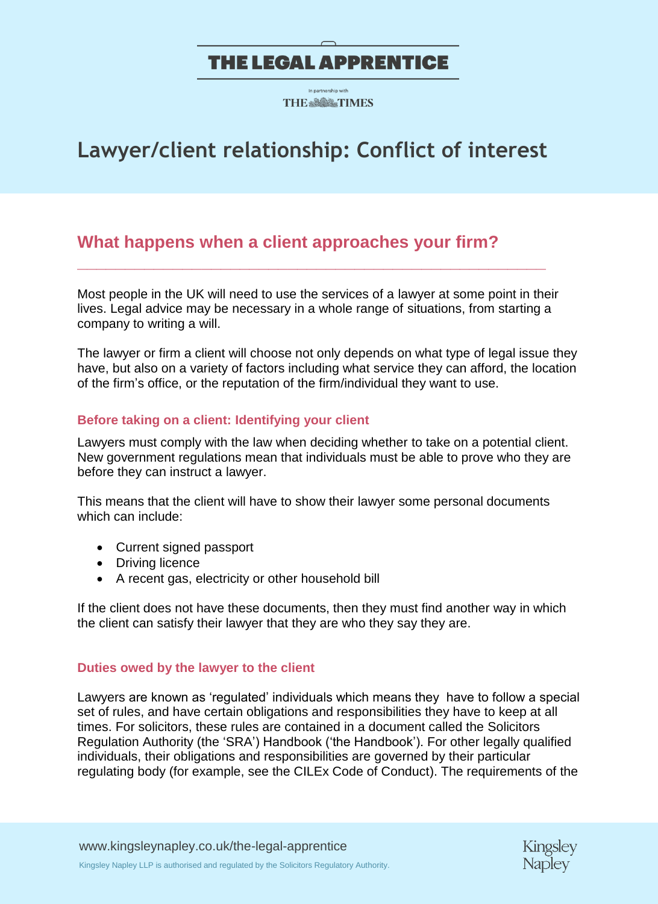THE LEGAL APPRENTICE

In partnership with THE TIMES

# Lawyer/client relationship: Conflict of interest

## What happens when a client approaches your firm?

Most people in the UK will need to use the services of a lawyer at some point in their lives. Legal advice may be necessary in a whole range of situations, from starting a company to writing a will.

The lawyer or firm a client will choose not only depends on what type of legal issue they have, but also on a variety of factors including what service they can afford, the location of the firm's office, or the reputation of the firm/individual they want to use.

### Before taking on a client: Identifying your client

Lawyers must comply with the law when deciding whether to take on a potential client. New government regulations mean that individuals must be able to prove who they are before they can instruct a lawyer.

This means that the client will have to show their lawyer some personal documents which can include:

- Current signed passport
- Driving licence
- A recent gas, electricity or other household bill

If the client does not have these documents, then they must find another way in which the client can satisfy their lawyer that they are who they say they are.

### Duties owed by the lawyer to the client

Lawyers are known as 'regulated' individuals which means they have to follow a special set of rules, and have certain obligations and responsibilities they have to keep at all times. For solicitors, these rules are contained in a document called the Solicitors Regulation Authority (the 'SRA') Handbook ('the Handbook'). For other legally qualified individuals, their obligations and responsibilities are governed by their particular regulating body (for example, see the CILEx Code of Conduct). The requirements of the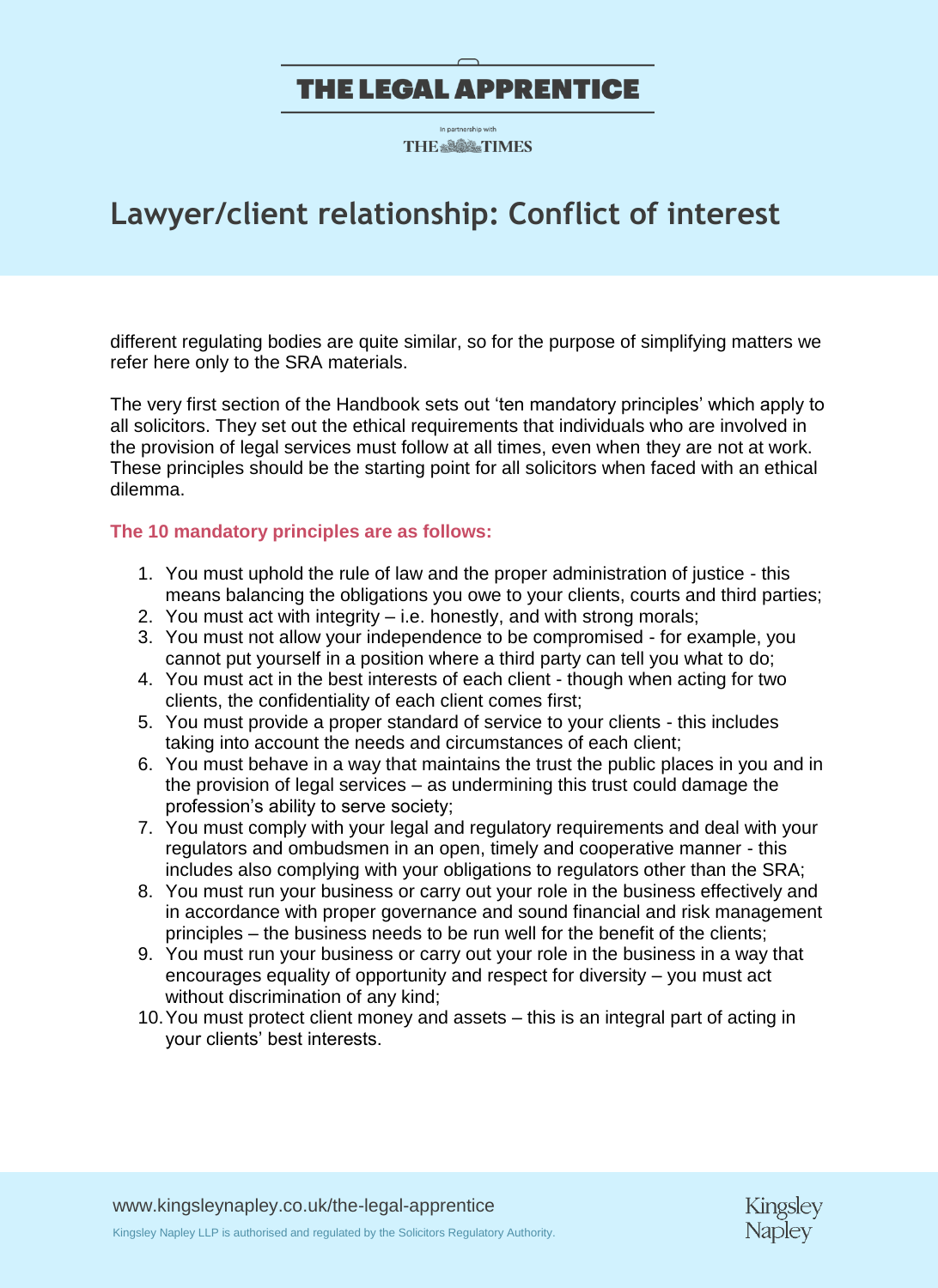different regulating bodies are quite similar, so for the purpose of simplifying matters we refer here only to the SRA materials.

The very first section of the Handbook sets out 'ten mandatory principles' which apply to all solicitors. They set out the ethical requirements that individuals who are involved in the provision of legal services must follow at all times, even when they are not at work. These principles should be the starting point for all solicitors when faced with an ethical dilemma.

**The 10 mandatory principles are as follows:**

1. You must uphold the rule of law and the proper administration of justice - this means balancing the obligations you owe to your clients, courts and third parties;
2. You must act with integrity – i.e. honestly, and with strong morals;
3. You must not allow your independence to be compromised - for example, you cannot put yourself in a position where a third party can tell you what to do;
4. You must act in the best interests of each client - though when acting for two clients, the confidentiality of each client comes first;
5. You must provide a proper standard of service to your clients - this includes taking into account the needs and circumstances of each client;
6. You must behave in a way that maintains the trust the public places in you and in the provision of legal services – as undermining this trust could damage the profession's ability to serve society;
7. You must comply with your legal and regulatory requirements and deal with your regulators and ombudsmen in an open, timely and cooperative manner - this includes also complying with your obligations to regulators other than the SRA;
8. You must run your business or carry out your role in the business effectively and in accordance with proper governance and sound financial and risk management principles – the business needs to be run well for the benefit of the clients;
9. You must run your business or carry out your role in the business in a way that encourages equality of opportunity and respect for diversity – you must act without discrimination of any kind;
10. You must protect client money and assets – this is an integral part of acting in your clients' best interests.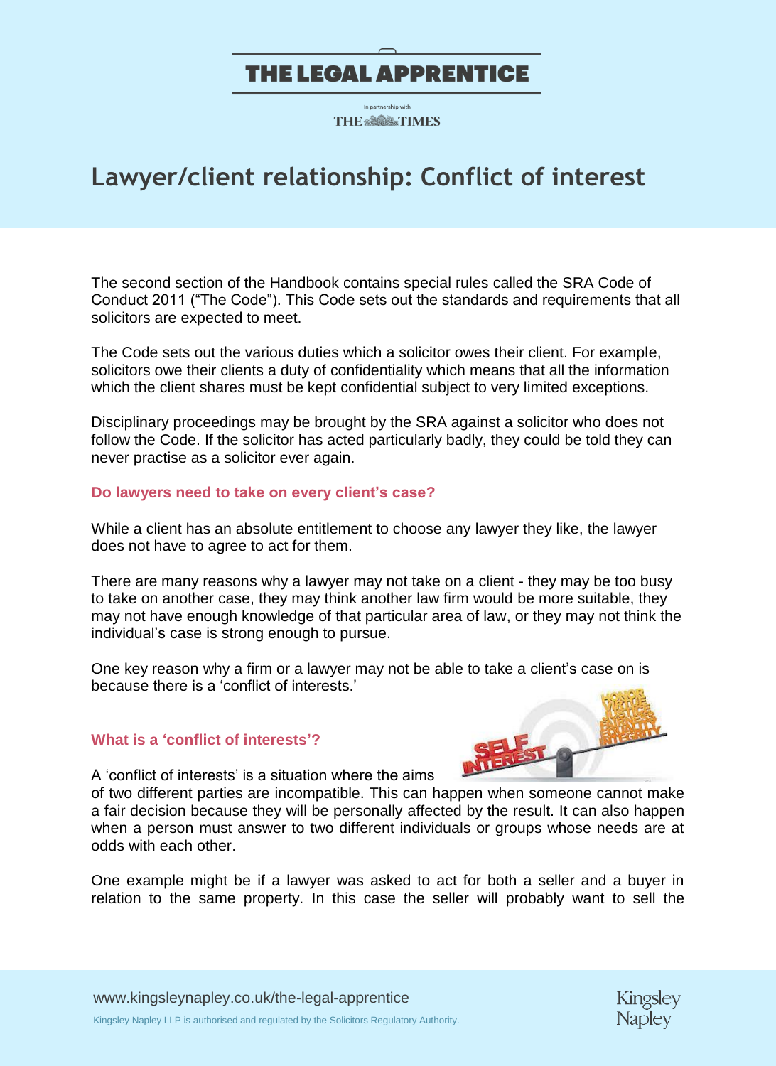# Lawyer/client relationship: Conflict of interest

The second section of the Handbook contains special rules called the SRA Code of Conduct 2011 ("The Code"). This Code sets out the standards and requirements that all solicitors are expected to meet.

The Code sets out the various duties which a solicitor owes their client. For example, solicitors owe their clients a duty of confidentiality which means that all the information which the client shares must be kept confidential subject to very limited exceptions.

Disciplinary proceedings may be brought by the SRA against a solicitor who does not follow the Code. If the solicitor has acted particularly badly, they could be told they can never practise as a solicitor ever again.

### Do lawyers need to take on every client's case?

While a client has an absolute entitlement to choose any lawyer they like, the lawyer does not have to agree to act for them.

There are many reasons why a lawyer may not take on a client - they may be too busy to take on another case, they may think another law firm would be more suitable, they may not have enough knowledge of that particular area of law, or they may not think the individual's case is strong enough to pursue.

One key reason why a firm or a lawyer may not be able to take a client's case on is because there is a 'conflict of interests.'

### What is a 'conflict of interests'?

A 'conflict of interests' is a situation where the aims of two different parties are incompatible. This can happen when someone cannot make a fair decision because they will be personally affected by the result. It can also happen when a person must answer to two different individuals or groups whose needs are at odds with each other.

One example might be if a lawyer was asked to act for both a seller and a buyer in relation to the same property. In this case the seller will probably want to sell the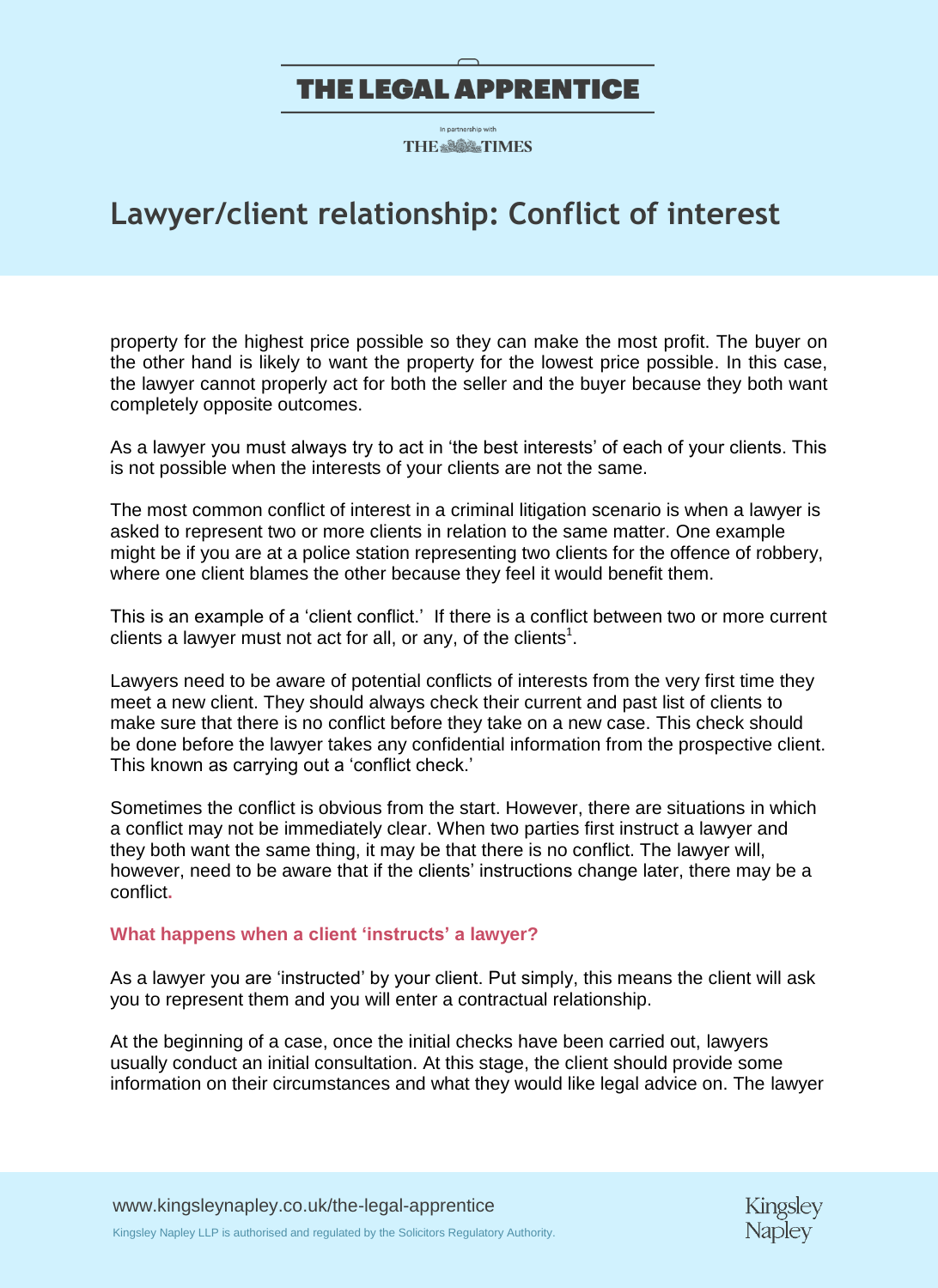property for the highest price possible so they can make the most profit. The buyer on the other hand is likely to want the property for the lowest price possible. In this case, the lawyer cannot properly act for both the seller and the buyer because they both want completely opposite outcomes.

As a lawyer you must always try to act in 'the best interests' of each of your clients. This is not possible when the interests of your clients are not the same.

The most common conflict of interest in a criminal litigation scenario is when a lawyer is asked to represent two or more clients in relation to the same matter. One example might be if you are at a police station representing two clients for the offence of robbery, where one client blames the other because they feel it would benefit them.

This is an example of a 'client conflict.' If there is a conflict between two or more current clients a lawyer must not act for all, or any, of the clients[1].

Lawyers need to be aware of potential conflicts of interests from the very first time they meet a new client. They should always check their current and past list of clients to make sure that there is no conflict before they take on a new case. This check should be done before the lawyer takes any confidential information from the prospective client. This known as carrying out a 'conflict check.'

Sometimes the conflict is obvious from the start. However, there are situations in which a conflict may not be immediately clear. When two parties first instruct a lawyer and they both want the same thing, it may be that there is no conflict. The lawyer will, however, need to be aware that if the clients' instructions change later, there may be a conflict.

### What happens when a client 'instructs' a lawyer?

As a lawyer you are 'instructed' by your client. Put simply, this means the client will ask you to represent them and you will enter a contractual relationship.

At the beginning of a case, once the initial checks have been carried out, lawyers usually conduct an initial consultation. At this stage, the client should provide some information on their circumstances and what they would like legal advice on. The lawyer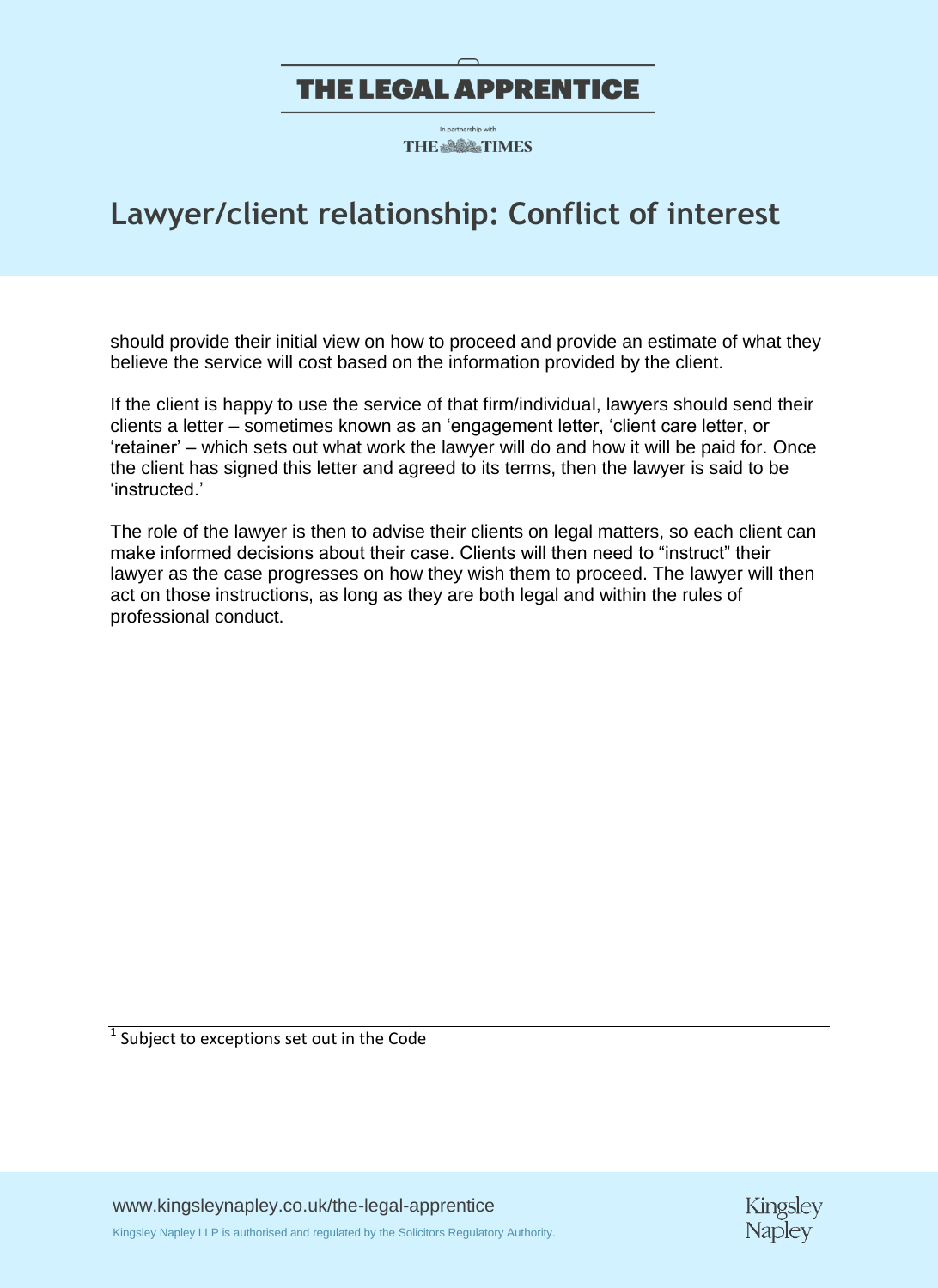should provide their initial view on how to proceed and provide an estimate of what they believe the service will cost based on the information provided by the client.

If the client is happy to use the service of that firm/individual, lawyers should send their clients a letter – sometimes known as an 'engagement letter, 'client care letter, or 'retainer' – which sets out what work the lawyer will do and how it will be paid for. Once the client has signed this letter and agreed to its terms, then the lawyer is said to be 'instructed.'

The role of the lawyer is then to advise their clients on legal matters, so each client can make informed decisions about their case. Clients will then need to "instruct" their lawyer as the case progresses on how they wish them to proceed. The lawyer will then act on those instructions, as long as they are both legal and within the rules of professional conduct.

---

[1] Subject to exceptions set out in the Code